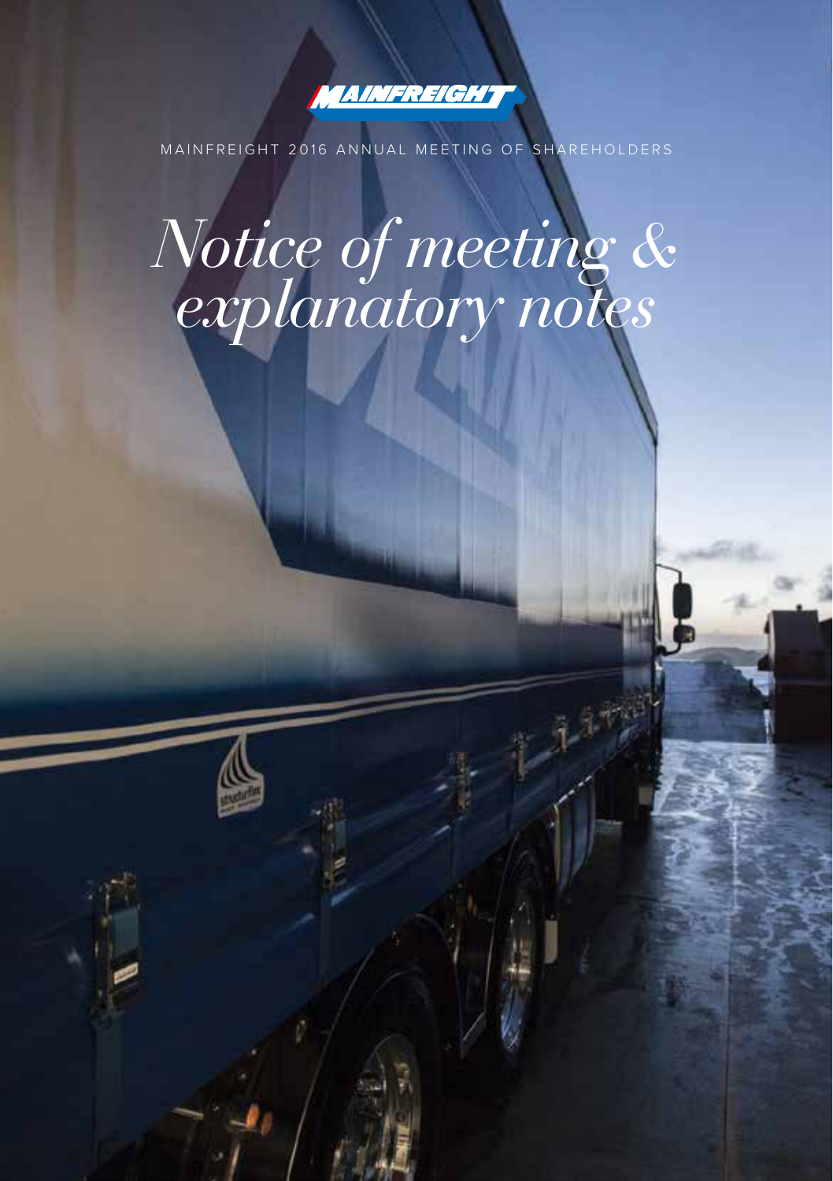MAINFREIGHT 2016 ANNUAL MEETING OF SHAREHOLDERS

# *Notice of meeting & explanatory notes*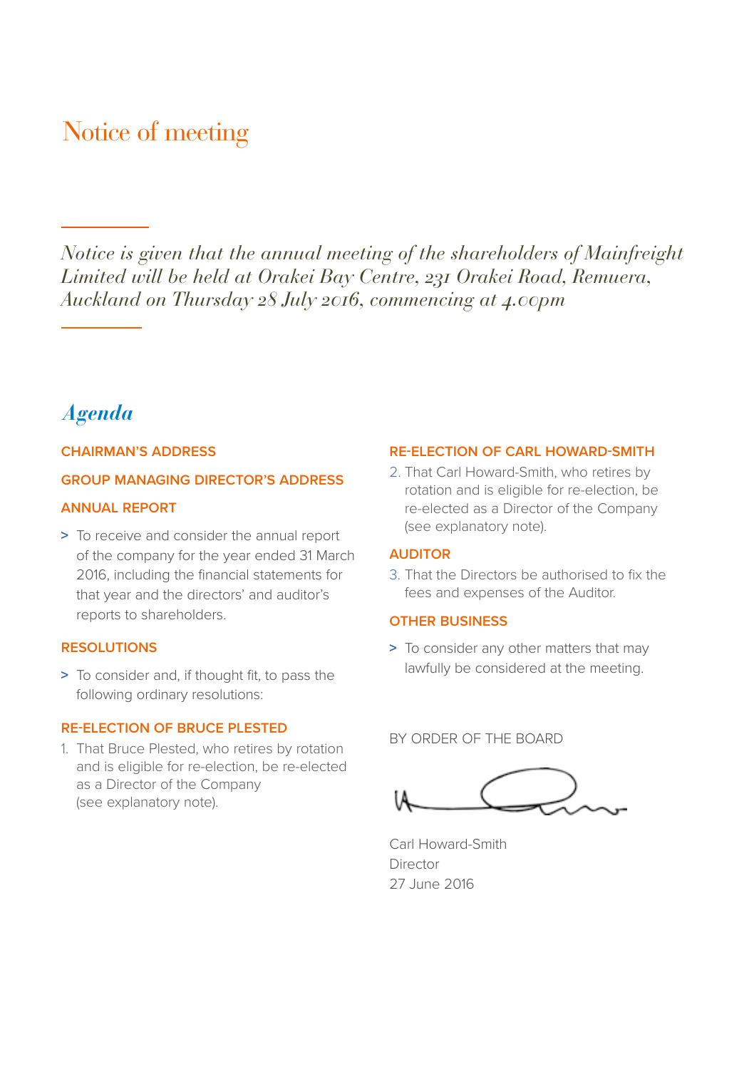# Notice of meeting

*Notice is given that the annual meeting of the shareholders of Mainfreight Limited will be held at Orakei Bay Centre, 231 Orakei Road, Remuera, Auckland on Thursday 28 July 2016, commencing at 4.00pm*

## *Agenda*

### CHAIRMAN'S ADDRESS

### GROUP MANAGING DIRECTOR'S ADDRESS

### ANNUAL REPORT

> To receive and consider the annual report of the company for the year ended 31 March 2016, including the financial statements for that year and the directors' and auditor's reports to shareholders.

### RESOLUTIONS

> To consider and, if thought fit, to pass the following ordinary resolutions:

### RE-ELECTION OF BRUCE PLESTED

1. That Bruce Plested, who retires by rotation and is eligible for re-election, be re-elected as a Director of the Company (see explanatory note).

### RE-ELECTION OF CARL HOWARD-SMITH

2. That Carl Howard-Smith, who retires by rotation and is eligible for re-election, be re-elected as a Director of the Company (see explanatory note).

### AUDITOR

3. That the Directors be authorised to fix the fees and expenses of the Auditor.

### OTHER BUSINESS

> To consider any other matters that may lawfully be considered at the meeting.

BY ORDER OF THE BOARD

Carl Howard-Smith
Director
27 June 2016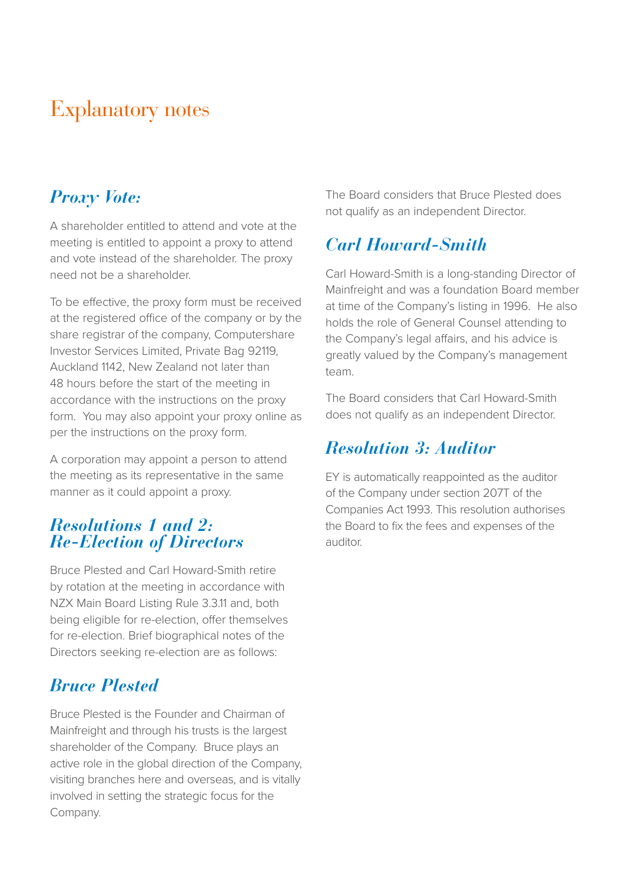# Explanatory notes

## Proxy Vote:

A shareholder entitled to attend and vote at the meeting is entitled to appoint a proxy to attend and vote instead of the shareholder. The proxy need not be a shareholder.

To be effective, the proxy form must be received at the registered office of the company or by the share registrar of the company, Computershare Investor Services Limited, Private Bag 92119, Auckland 1142, New Zealand not later than 48 hours before the start of the meeting in accordance with the instructions on the proxy form. You may also appoint your proxy online as per the instructions on the proxy form.

A corporation may appoint a person to attend the meeting as its representative in the same manner as it could appoint a proxy.

## Resolutions 1 and 2: Re-Election of Directors

Bruce Plested and Carl Howard-Smith retire by rotation at the meeting in accordance with NZX Main Board Listing Rule 3.3.11 and, both being eligible for re-election, offer themselves for re-election. Brief biographical notes of the Directors seeking re-election are as follows:

## Bruce Plested

Bruce Plested is the Founder and Chairman of Mainfreight and through his trusts is the largest shareholder of the Company. Bruce plays an active role in the global direction of the Company, visiting branches here and overseas, and is vitally involved in setting the strategic focus for the Company.

The Board considers that Bruce Plested does not qualify as an independent Director.

## Carl Howard-Smith

Carl Howard-Smith is a long-standing Director of Mainfreight and was a foundation Board member at time of the Company's listing in 1996. He also holds the role of General Counsel attending to the Company's legal affairs, and his advice is greatly valued by the Company's management team.

The Board considers that Carl Howard-Smith does not qualify as an independent Director.

## Resolution 3: Auditor

EY is automatically reappointed as the auditor of the Company under section 207T of the Companies Act 1993. This resolution authorises the Board to fix the fees and expenses of the auditor.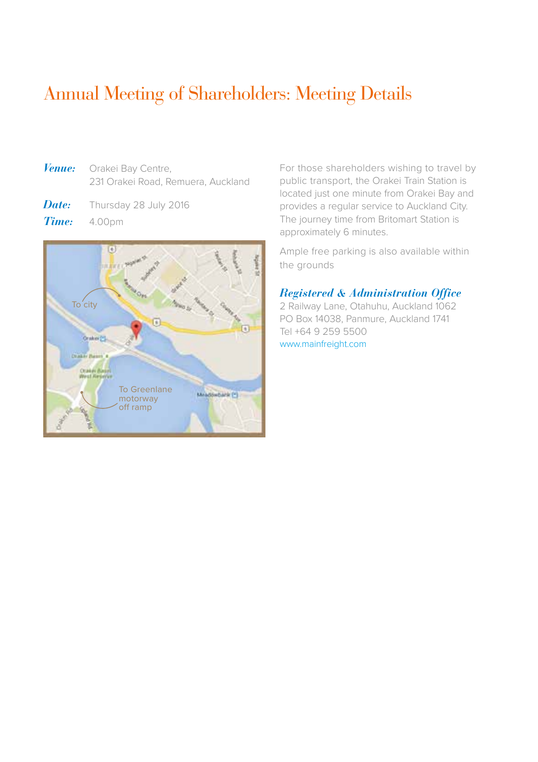# Annual Meeting of Shareholders: Meeting Details

***Venue:*** Orakei Bay Centre,
231 Orakei Road, Remuera, Auckland

***Date:*** Thursday 28 July 2016

***Time:*** 4.00pm

To city

To Greenlane motorway off ramp

For those shareholders wishing to travel by public transport, the Orakei Train Station is located just one minute from Orakei Bay and provides a regular service to Auckland City. The journey time from Britomart Station is approximately 6 minutes.

Ample free parking is also available within the grounds

## *Registered & Administration Office*

2 Railway Lane, Otahuhu, Auckland 1062
PO Box 14038, Panmure, Auckland 1741
Tel +64 9 259 5500
www.mainfreight.com